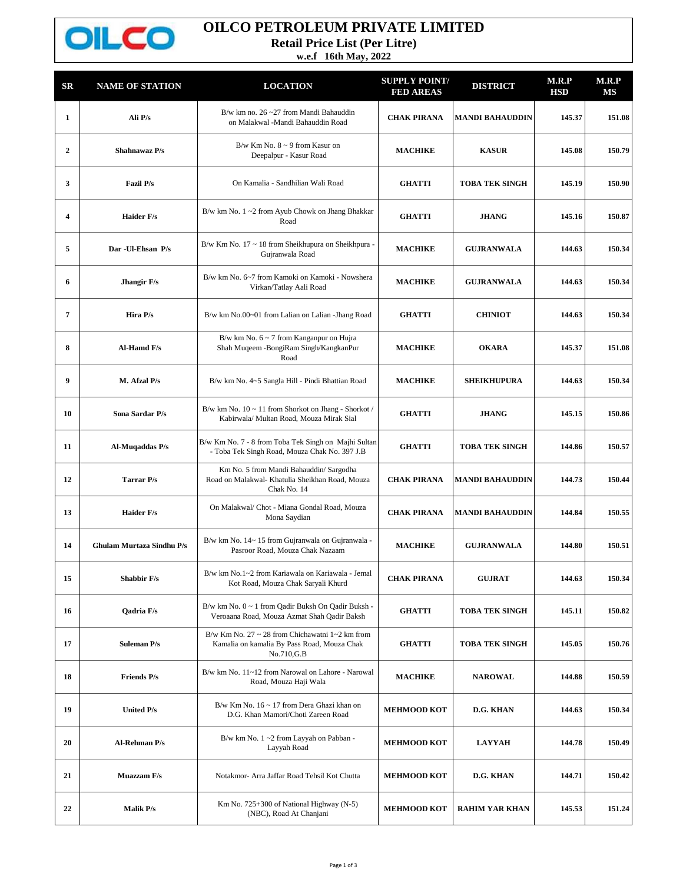# OILCO PETROLEUM PRIVATE LIMITED

## Retail Price List (Per Litre)

**w.e.f 16th May, 2022**

| SR | NAME OF STATION | LOCATION | SUPPLY POINT/ FED AREAS | DISTRICT | M.R.P HSD | M.R.P MS |
|---|---|---|---|---|---|---|
| 1 | Ali P/s | B/w km no. 26 ~27 from Mandi Bahauddin on Malakwal -Mandi Bahauddin Road | CHAK PIRANA | MANDI BAHAUDDIN | 145.37 | 151.08 |
| 2 | Shahnawaz P/s | B/w Km No. 8 ~ 9 from Kasur on Deepalpur - Kasur Road | MACHIKE | KASUR | 145.08 | 150.79 |
| 3 | Fazil P/s | On Kamalia - Sandhilian Wali Road | GHATTI | TOBA TEK SINGH | 145.19 | 150.90 |
| 4 | Haider F/s | B/w km No. 1 ~2 from Ayub Chowk on Jhang Bhakkar Road | GHATTI | JHANG | 145.16 | 150.87 |
| 5 | Dar -Ul-Ehsan P/s | B/w Km No. 17 ~ 18 from Sheikhupura on Sheikhpura - Gujranwala Road | MACHIKE | GUJRANWALA | 144.63 | 150.34 |
| 6 | Jhangir F/s | B/w km No. 6~7 from Kamoki on Kamoki - Nowshera Virkan/Tatlay Aali Road | MACHIKE | GUJRANWALA | 144.63 | 150.34 |
| 7 | Hira P/s | B/w km No.00~01 from Lalian on Lalian -Jhang Road | GHATTI | CHINIOT | 144.63 | 150.34 |
| 8 | Al-Hamd F/s | B/w km No. 6 ~ 7 from Kanganpur on Hujra Shah Muqeem -BongiRam Singh/KangkanPur Road | MACHIKE | OKARA | 145.37 | 151.08 |
| 9 | M. Afzal P/s | B/w km No. 4~5 Sangla Hill - Pindi Bhattian Road | MACHIKE | SHEIKHUPURA | 144.63 | 150.34 |
| 10 | Sona Sardar P/s | B/w km No. 10 ~ 11 from Shorkot on Jhang - Shorkot / Kabirwala/ Multan Road, Mouza Mirak Sial | GHATTI | JHANG | 145.15 | 150.86 |
| 11 | Al-Muqaddas P/s | B/w Km No. 7 - 8 from Toba Tek Singh on Majhi Sultan - Toba Tek Singh Road, Mouza Chak No. 397 J.B | GHATTI | TOBA TEK SINGH | 144.86 | 150.57 |
| 12 | Tarrar P/s | Km No. 5 from Mandi Bahauddin/ Sargodha Road on Malakwal- Khatulia Sheikhan Road, Mouza Chak No. 14 | CHAK PIRANA | MANDI BAHAUDDIN | 144.73 | 150.44 |
| 13 | Haider F/s | On Malakwal/ Chot - Miana Gondal Road, Mouza Mona Saydian | CHAK PIRANA | MANDI BAHAUDDIN | 144.84 | 150.55 |
| 14 | Ghulam Murtaza Sindhu P/s | B/w km No. 14~ 15 from Gujranwala on Gujranwala - Pasroor Road, Mouza Chak Nazaam | MACHIKE | GUJRANWALA | 144.80 | 150.51 |
| 15 | Shabbir F/s | B/w km No.1~2 from Kariawala on Kariawala - Jemal Kot Road, Mouza Chak Saryali Khurd | CHAK PIRANA | GUJRAT | 144.63 | 150.34 |
| 16 | Qadria F/s | B/w km No. 0 ~ 1 from Qadir Buksh On Qadir Buksh - Veroaana Road, Mouza Azmat Shah Qadir Baksh | GHATTI | TOBA TEK SINGH | 145.11 | 150.82 |
| 17 | Suleman P/s | B/w Km No. 27 ~ 28 from Chichawatni 1~2 km from Kamalia on kamalia By Pass Road, Mouza Chak No.710,G.B | GHATTI | TOBA TEK SINGH | 145.05 | 150.76 |
| 18 | Friends P/s | B/w km No. 11~12 from Narowal on Lahore - Narowal Road, Mouza Haji Wala | MACHIKE | NAROWAL | 144.88 | 150.59 |
| 19 | United P/s | B/w Km No. 16 ~ 17 from Dera Ghazi khan on D.G. Khan Mamori/Choti Zareen Road | MEHMOOD KOT | D.G. KHAN | 144.63 | 150.34 |
| 20 | Al-Rehman P/s | B/w km No. 1 ~2 from Layyah on Pabban - Layyah Road | MEHMOOD KOT | LAYYAH | 144.78 | 150.49 |
| 21 | Muazzam F/s | Notakmor- Arra Jaffar Road Tehsil Kot Chutta | MEHMOOD KOT | D.G. KHAN | 144.71 | 150.42 |
| 22 | Malik P/s | Km No. 725+300 of National Highway (N-5) (NBC), Road At Chanjani | MEHMOOD KOT | RAHIM YAR KHAN | 145.53 | 151.24 |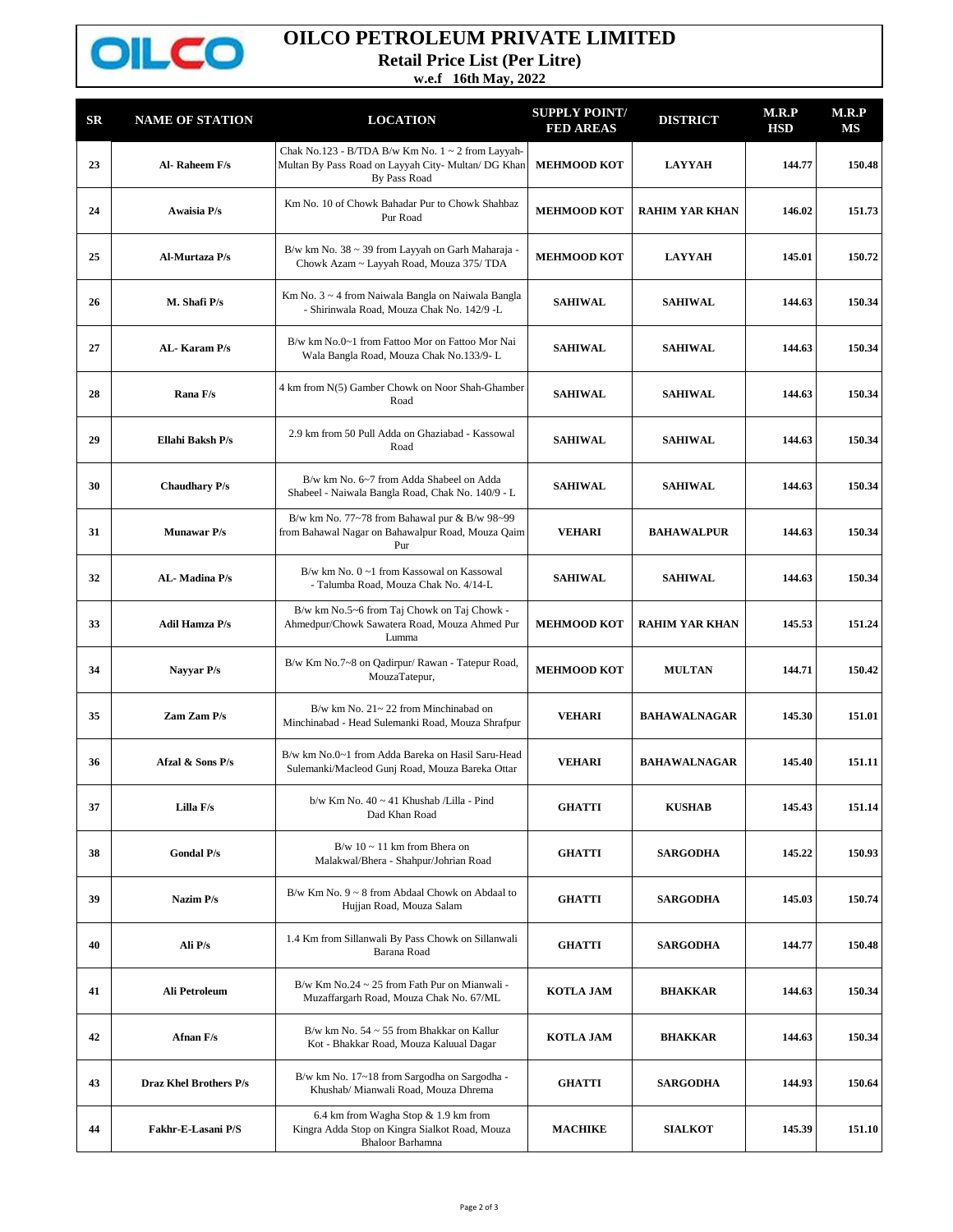# OILCO PETROLEUM PRIVATE LIMITED

**Retail Price List (Per Litre)**

**w.e.f 16th May, 2022**

| SR | NAME OF STATION | LOCATION | SUPPLY POINT/ FED AREAS | DISTRICT | M.R.P HSD | M.R.P MS |
|---|---|---|---|---|---|---|
| 23 | Al- Raheem F/s | Chak No.123 - B/TDA B/w Km No. 1 ~ 2 from Layyah-Multan By Pass Road on Layyah City- Multan/ DG Khan By Pass Road | MEHMOOD KOT | LAYYAH | 144.77 | 150.48 |
| 24 | Awaisia P/s | Km No. 10 of Chowk Bahadar Pur to Chowk Shahbaz Pur Road | MEHMOOD KOT | RAHIM YAR KHAN | 146.02 | 151.73 |
| 25 | Al-Murtaza P/s | B/w km No. 38 ~ 39 from Layyah on Garh Maharaja - Chowk Azam ~ Layyah Road, Mouza 375/ TDA | MEHMOOD KOT | LAYYAH | 145.01 | 150.72 |
| 26 | M. Shafi P/s | Km No. 3 ~ 4 from Naiwala Bangla on Naiwala Bangla - Shirinwala Road, Mouza Chak No. 142/9 -L | SAHIWAL | SAHIWAL | 144.63 | 150.34 |
| 27 | AL- Karam P/s | B/w km No.0~1 from Fattoo Mor on Fattoo Mor Nai Wala Bangla Road, Mouza Chak No.133/9- L | SAHIWAL | SAHIWAL | 144.63 | 150.34 |
| 28 | Rana F/s | 4 km from N(5) Gamber Chowk on Noor Shah-Ghamber Road | SAHIWAL | SAHIWAL | 144.63 | 150.34 |
| 29 | Ellahi Baksh P/s | 2.9 km from 50 Pull Adda on Ghaziabad - Kassowal Road | SAHIWAL | SAHIWAL | 144.63 | 150.34 |
| 30 | Chaudhary P/s | B/w km No. 6~7 from Adda Shabeel on Adda Shabeel - Naiwala Bangla Road, Chak No. 140/9 - L | SAHIWAL | SAHIWAL | 144.63 | 150.34 |
| 31 | Munawar P/s | B/w km No. 77~78 from Bahawal pur & B/w 98~99 from Bahawal Nagar on Bahawalpur Road, Mouza Qaim Pur | VEHARI | BAHAWALPUR | 144.63 | 150.34 |
| 32 | AL- Madina P/s | B/w km No. 0 ~1 from Kassowal on Kassowal - Talumba Road, Mouza Chak No. 4/14-L | SAHIWAL | SAHIWAL | 144.63 | 150.34 |
| 33 | Adil Hamza P/s | B/w km No.5~6 from Taj Chowk on Taj Chowk - Ahmedpur/Chowk Sawatera Road, Mouza Ahmed Pur Lumma | MEHMOOD KOT | RAHIM YAR KHAN | 145.53 | 151.24 |
| 34 | Nayyar P/s | B/w Km No.7~8 on Qadirpur/ Rawan - Tatepur Road, MouzaTatepur, | MEHMOOD KOT | MULTAN | 144.71 | 150.42 |
| 35 | Zam Zam P/s | B/w km No. 21~ 22 from Minchinabad on Minchinabad - Head Sulemanki Road, Mouza Shrafpur | VEHARI | BAHAWALNAGAR | 145.30 | 151.01 |
| 36 | Afzal & Sons P/s | B/w km No.0~1 from Adda Bareka on Hasil Saru-Head Sulemanki/Macleod Gunj Road, Mouza Bareka Ottar | VEHARI | BAHAWALNAGAR | 145.40 | 151.11 |
| 37 | Lilla F/s | b/w Km No. 40 ~ 41 Khushab /Lilla - Pind Dad Khan Road | GHATTI | KUSHAB | 145.43 | 151.14 |
| 38 | Gondal P/s | B/w 10 ~ 11 km from Bhera on Malakwal/Bhera - Shahpur/Johrian Road | GHATTI | SARGODHA | 145.22 | 150.93 |
| 39 | Nazim P/s | B/w Km No. 9 ~ 8 from Abdaal Chowk on Abdaal to Hujjan Road, Mouza Salam | GHATTI | SARGODHA | 145.03 | 150.74 |
| 40 | Ali P/s | 1.4 Km from Sillanwali By Pass Chowk on Sillanwali Barana Road | GHATTI | SARGODHA | 144.77 | 150.48 |
| 41 | Ali Petroleum | B/w Km No.24 ~ 25 from Fath Pur on Mianwali - Muzaffargarh Road, Mouza Chak No. 67/ML | KOTLA JAM | BHAKKAR | 144.63 | 150.34 |
| 42 | Afnan F/s | B/w km No. 54 ~ 55 from Bhakkar on Kallur Kot - Bhakkar Road, Mouza Kaluual Dagar | KOTLA JAM | BHAKKAR | 144.63 | 150.34 |
| 43 | Draz Khel Brothers P/s | B/w km No. 17~18 from Sargodha on Sargodha - Khushab/ Mianwali Road, Mouza Dhrema | GHATTI | SARGODHA | 144.93 | 150.64 |
| 44 | Fakhr-E-Lasani P/S | 6.4 km from Wagha Stop & 1.9 km from Kingra Adda Stop on Kingra Sialkot Road, Mouza Bhaloor Barhamna | MACHIKE | SIALKOT | 145.39 | 151.10 |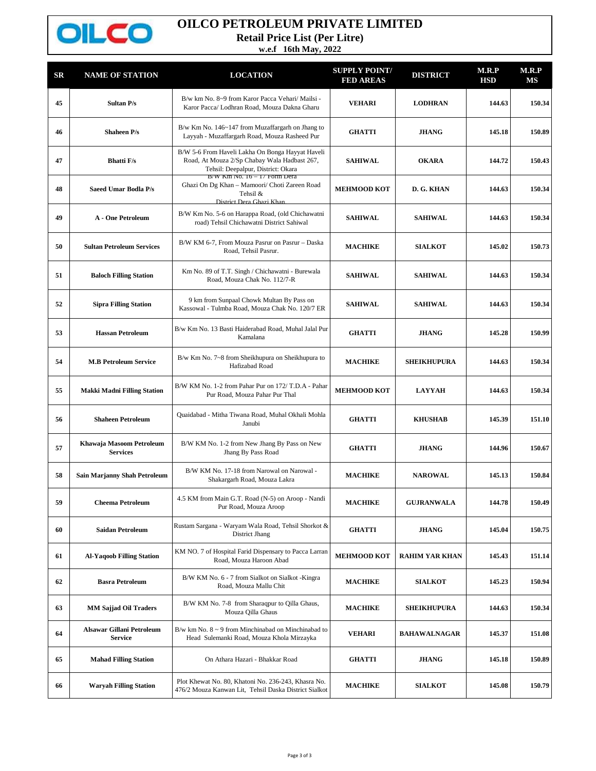# OILCO PETROLEUM PRIVATE LIMITED

**Retail Price List (Per Litre)**

**w.e.f 16th May, 2022**

| SR | NAME OF STATION | LOCATION | SUPPLY POINT/ FED AREAS | DISTRICT | M.R.P HSD | M.R.P MS |
|---|---|---|---|---|---|---|
| 45 | Sultan P/s | B/w km No. 8~9 from Karor Pacca Vehari/ Mailsi - Karor Pacca/ Lodhran Road, Mouza Dakna Gharu | VEHARI | LODHRAN | 144.63 | 150.34 |
| 46 | Shaheen P/s | B/w Km No. 146~147 from Muzaffargarh on Jhang to Layyah - Muzaffargarh Road, Mouza Rasheed Pur | GHATTI | JHANG | 145.18 | 150.89 |
| 47 | Bhatti F/s | B/W 5-6 From Haveli Lakha On Bonga Hayyat Haveli Road, At Mouza 2/Sp Chabay Wala Hadbast 267, Tehsil: Deepalpur, District: Okara | SAHIWAL | OKARA | 144.72 | 150.43 |
| 48 | Saeed Umar Bodla P/s | B/W Km No. 16 – 17 Form Dera Ghazi On Dg Khan – Mamoori/ Choti Zareen Road Tehsil & District Dera Ghazi Khan | MEHMOOD KOT | D. G. KHAN | 144.63 | 150.34 |
| 49 | A - One Petroleum | B/W Km No. 5-6 on Harappa Road, (old Chichawatni road) Tehsil Chichawatni District Sahiwal | SAHIWAL | SAHIWAL | 144.63 | 150.34 |
| 50 | Sultan Petroleum Services | B/W KM 6-7, From Mouza Pasrur on Pasrur – Daska Road, Tehsil Pasrur. | MACHIKE | SIALKOT | 145.02 | 150.73 |
| 51 | Baloch Filling Station | Km No. 89 of T.T. Singh / Chichawatni - Burewala Road, Mouza Chak No. 112/7-R | SAHIWAL | SAHIWAL | 144.63 | 150.34 |
| 52 | Sipra Filling Station | 9 km from Sunpaal Chowk Multan By Pass on Kassowal - Tulmba Road, Mouza Chak No. 120/7 ER | SAHIWAL | SAHIWAL | 144.63 | 150.34 |
| 53 | Hassan Petroleum | B/w Km No. 13 Basti Haiderabad Road, Muhal Jalal Pur Kamalana | GHATTI | JHANG | 145.28 | 150.99 |
| 54 | M.B Petroleum Service | B/w Km No. 7~8 from Sheikhupura on Sheikhupura to Hafizabad Road | MACHIKE | SHEIKHUPURA | 144.63 | 150.34 |
| 55 | Makki Madni Filling Station | B/W KM No. 1-2 from Pahar Pur on 172/ T.D.A - Pahar Pur Road, Mouza Pahar Pur Thal | MEHMOOD KOT | LAYYAH | 144.63 | 150.34 |
| 56 | Shaheen Petroleum | Quaidabad - Mitha Tiwana Road, Muhal Okhali Mohla Janubi | GHATTI | KHUSHAB | 145.39 | 151.10 |
| 57 | Khawaja Masoom Petroleum Services | B/W KM No. 1-2 from New Jhang By Pass on New Jhang By Pass Road | GHATTI | JHANG | 144.96 | 150.67 |
| 58 | Sain Marjanny Shah Petroleum | B/W KM No. 17-18 from Narowal on Narowal - Shakargarh Road, Mouza Lakra | MACHIKE | NAROWAL | 145.13 | 150.84 |
| 59 | Cheema Petroleum | 4.5 KM from Main G.T. Road (N-5) on Aroop - Nandi Pur Road, Mouza Aroop | MACHIKE | GUJRANWALA | 144.78 | 150.49 |
| 60 | Saidan Petroleum | Rustam Sargana - Waryam Wala Road, Tehsil Shorkot & District Jhang | GHATTI | JHANG | 145.04 | 150.75 |
| 61 | Al-Yaqoob Filling Station | KM NO. 7 of Hospital Farid Dispensary to Pacca Larran Road, Mouza Haroon Abad | MEHMOOD KOT | RAHIM YAR KHAN | 145.43 | 151.14 |
| 62 | Basra Petroleum | B/W KM No. 6 - 7 from Sialkot on Sialkot -Kingra Road, Mouza Mallu Chit | MACHIKE | SIALKOT | 145.23 | 150.94 |
| 63 | MM Sajjad Oil Traders | B/W KM No. 7-8 from Sharaqpur to Qilla Ghaus, Mouza Qilla Ghaus | MACHIKE | SHEIKHUPURA | 144.63 | 150.34 |
| 64 | Alsawar Gillani Petroleum Service | B/w km No. 8 ~ 9 from Minchinabad on Minchinabad to Head Sulemanki Road, Mouza Khola Mirzayka | VEHARI | BAHAWALNAGAR | 145.37 | 151.08 |
| 65 | Mahad Filling Station | On Athara Hazari - Bhakkar Road | GHATTI | JHANG | 145.18 | 150.89 |
| 66 | Waryah Filling Station | Plot Khewat No. 80, Khatoni No. 236-243, Khasra No. 476/2 Mouza Kanwan Lit, Tehsil Daska District Sialkot | MACHIKE | SIALKOT | 145.08 | 150.79 |